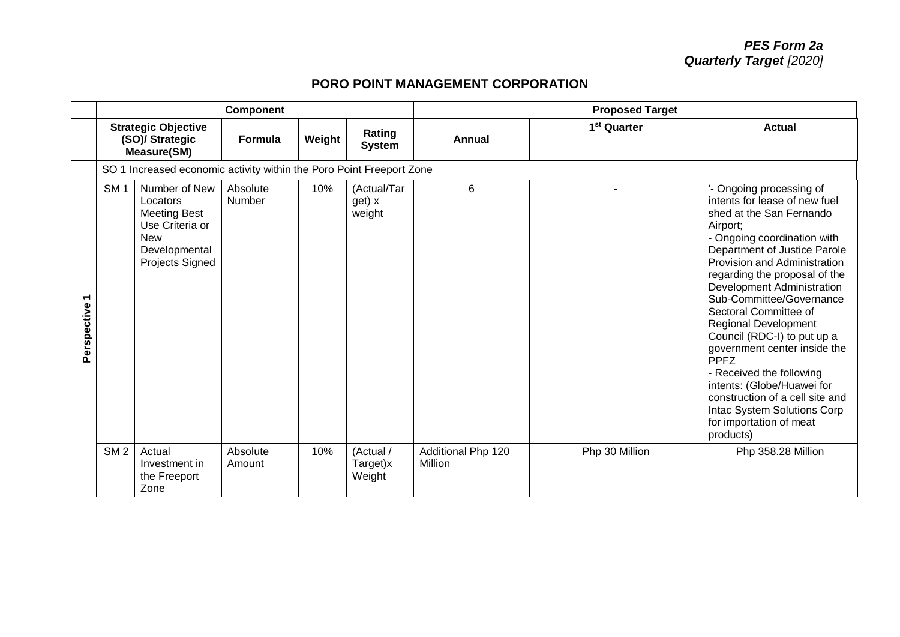*PES Form 2a*
*Quarterly Target [2020]*

## PORO POINT MANAGEMENT CORPORATION

| | Component | | | | | Proposed Target | | |
|---|---|---|---|---|---|---|---|---|
| | Strategic Objective (SO)/ Strategic Measure(SM) | | Formula | Weight | Rating System | Annual | 1st Quarter | Actual |
| **Perspective 1** | SO 1 Increased economic activity within the Poro Point Freeport Zone | | | | | | | |
| | SM 1 | Number of New Locators Meeting Best Use Criteria or New Developmental Projects Signed | Absolute Number | 10% | (Actual/Target) x weight | 6 | - | '- Ongoing processing of intents for lease of new fuel shed at the San Fernando Airport;<br>- Ongoing coordination with Department of Justice Parole Provision and Administration regarding the proposal of the Development Administration Sub-Committee/Governance Sectoral Committee of Regional Development Council (RDC-I) to put up a government center inside the PPFZ<br>- Received the following intents: (Globe/Huawei for construction of a cell site and Intac System Solutions Corp for importation of meat products) |
| | SM 2 | Actual Investment in the Freeport Zone | Absolute Amount | 10% | (Actual / Target)x Weight | Additional Php 120 Million | Php 30 Million | Php 358.28 Million |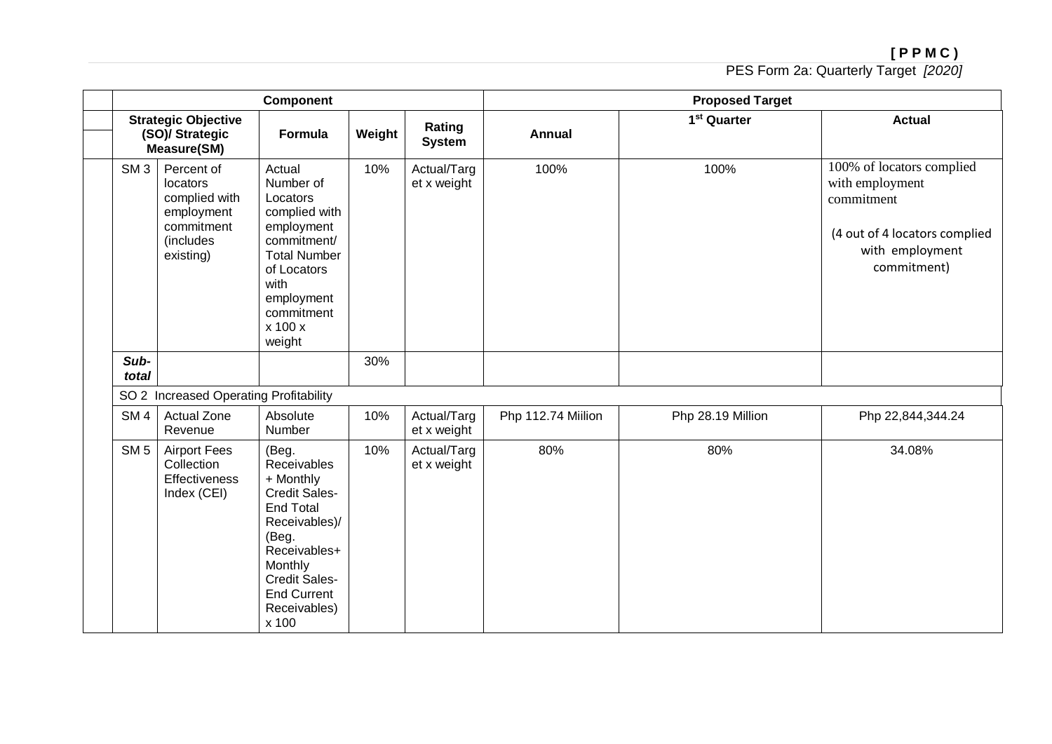**[ P P M C )**

PES Form 2a: Quarterly Target *[2020]*

| Component | | | | | Proposed Target | | |
|---|---|---|---|---|---|---|---|
| **Strategic Objective (SO)/ Strategic Measure(SM)** | | **Formula** | **Weight** | **Rating System** | **Annual** | **1st Quarter** | **Actual** |
| SM 3 | Percent of locators complied with employment commitment (includes existing) | Actual Number of Locators complied with employment commitment/ Total Number of Locators with employment commitment x 100 x weight | 10% | Actual/Target x weight | 100% | 100% | 100% of locators complied with employment commitment<br><br>(4 out of 4 locators complied with employment commitment) |
| ***Sub-total*** | | | 30% | | | | |
| SO 2 Increased Operating Profitability | | | | | | | |
| SM 4 | Actual Zone Revenue | Absolute Number | 10% | Actual/Target x weight | Php 112.74 Miilion | Php 28.19 Million | Php 22,844,344.24 |
| SM 5 | Airport Fees Collection Effectiveness Index (CEI) | (Beg. Receivables + Monthly Credit Sales-End Total Receivables)/ (Beg. Receivables+ Monthly Credit Sales-End Current Receivables) x 100 | 10% | Actual/Target x weight | 80% | 80% | 34.08% |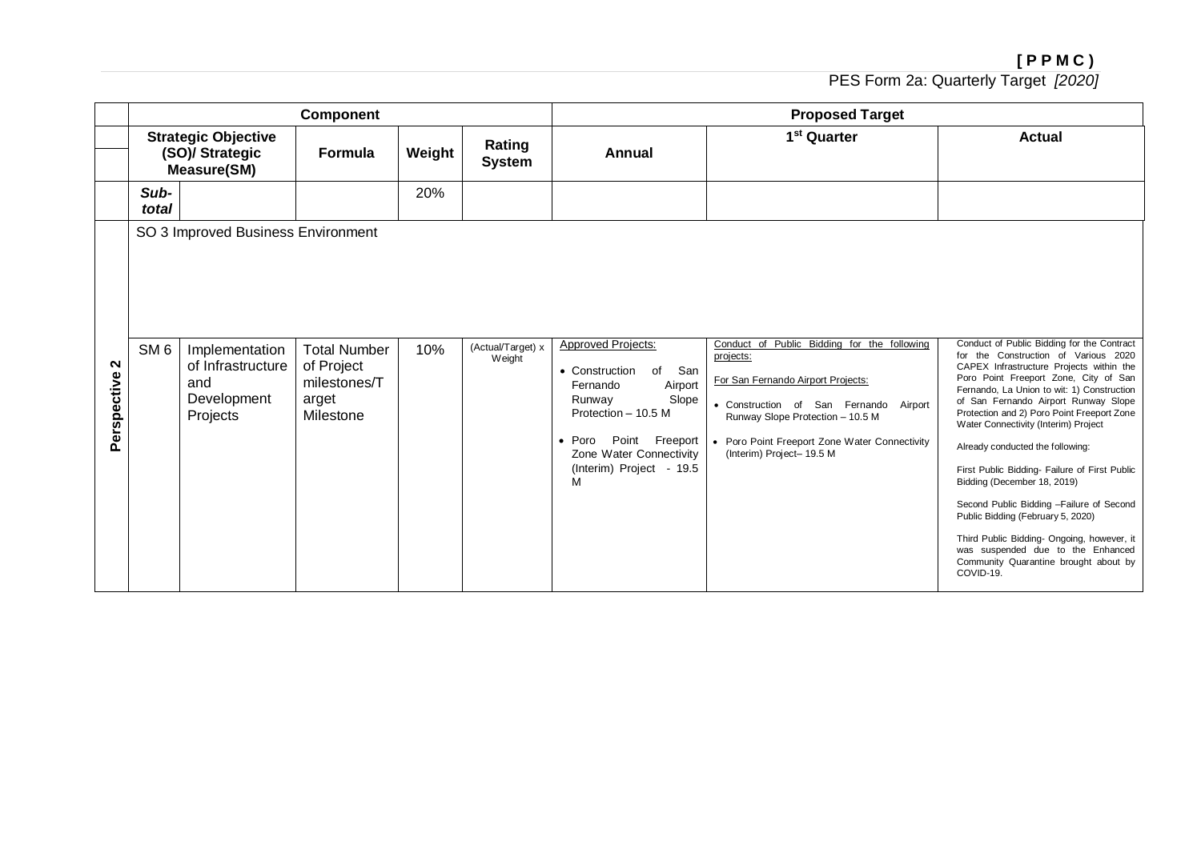**[ P P M C ]**

PES Form 2a: Quarterly Target *[2020]*

| | Component | | | | | Proposed Target | | |
|---|---|---|---|---|---|---|---|---|
| | Strategic Objective (SO)/ Strategic Measure(SM) | | Formula | Weight | Rating System | Annual | 1[st] Quarter | Actual |
| | ***Sub-total*** | | | 20% | | | | |
| | SO 3 Improved Business Environment | | | | | | | |
| **Perspective 2** | SM 6 | Implementation of Infrastructure and Development Projects | Total Number of Project milestones/Target Milestone | 10% | (Actual/Target) x Weight | Approved Projects:<br><br>• Construction of San Fernando Airport Runway Slope Protection – 10.5 M<br><br>• Poro Point Freeport Zone Water Connectivity (Interim) Project - 19.5 M | Conduct of Public Bidding for the following projects:<br><br>For San Fernando Airport Projects:<br><br>• Construction of San Fernando Airport Runway Slope Protection – 10.5 M<br><br>• Poro Point Freeport Zone Water Connectivity (Interim) Project– 19.5 M | Conduct of Public Bidding for the Contract for the Construction of Various 2020 CAPEX Infrastructure Projects within the Poro Point Freeport Zone, City of San Fernando, La Union to wit: 1) Construction of San Fernando Airport Runway Slope Protection and 2) Poro Point Freeport Zone Water Connectivity (Interim) Project<br><br>Already conducted the following:<br><br>First Public Bidding- Failure of First Public Bidding (December 18, 2019)<br><br>Second Public Bidding –Failure of Second Public Bidding (February 5, 2020)<br><br>Third Public Bidding- Ongoing, however, it was suspended due to the Enhanced Community Quarantine brought about by COVID-19. |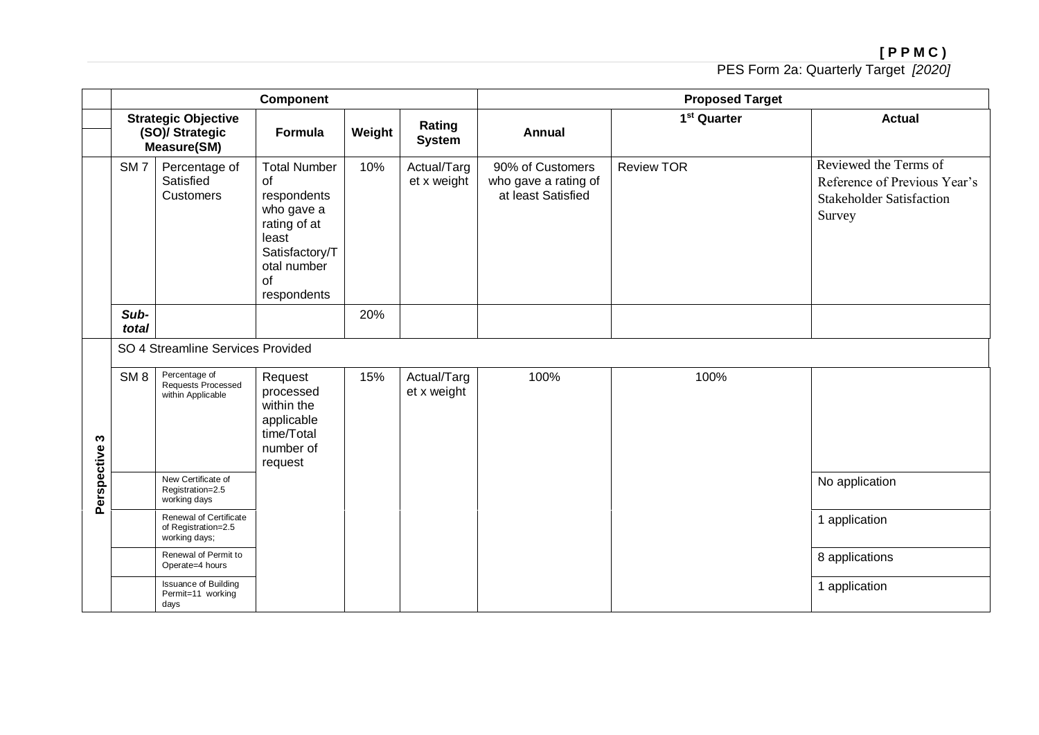**[ P P M C )**

PES Form 2a: Quarterly Target *[2020]*

| | Component | | | | | Proposed Target | | |
|---|---|---|---|---|---|---|---|---|
| | Strategic Objective (SO)/ Strategic Measure(SM) | | Formula | Weight | Rating System | Annual | 1st Quarter | Actual |
| | SM 7 | Percentage of Satisfied Customers | Total Number of respondents who gave a rating of at least Satisfactory/Total number of respondents | 10% | Actual/Target x weight | 90% of Customers who gave a rating of at least Satisfied | Review TOR | Reviewed the Terms of Reference of Previous Year's Stakeholder Satisfaction Survey |
| | ***Sub-total*** | | | 20% | | | | |
| **Perspective 3** | SO 4 Streamline Services Provided | | | | | | | |
| | SM 8 | Percentage of Requests Processed within Applicable | Request processed within the applicable time/Total number of request | 15% | Actual/Target x weight | 100% | 100% | |
| | | New Certificate of Registration=2.5 working days | | | | | | No application |
| | | Renewal of Certificate of Registration=2.5 working days; | | | | | | 1 application |
| | | Renewal of Permit to Operate=4 hours | | | | | | 8 applications |
| | | Issuance of Building Permit=11 working days | | | | | | 1 application |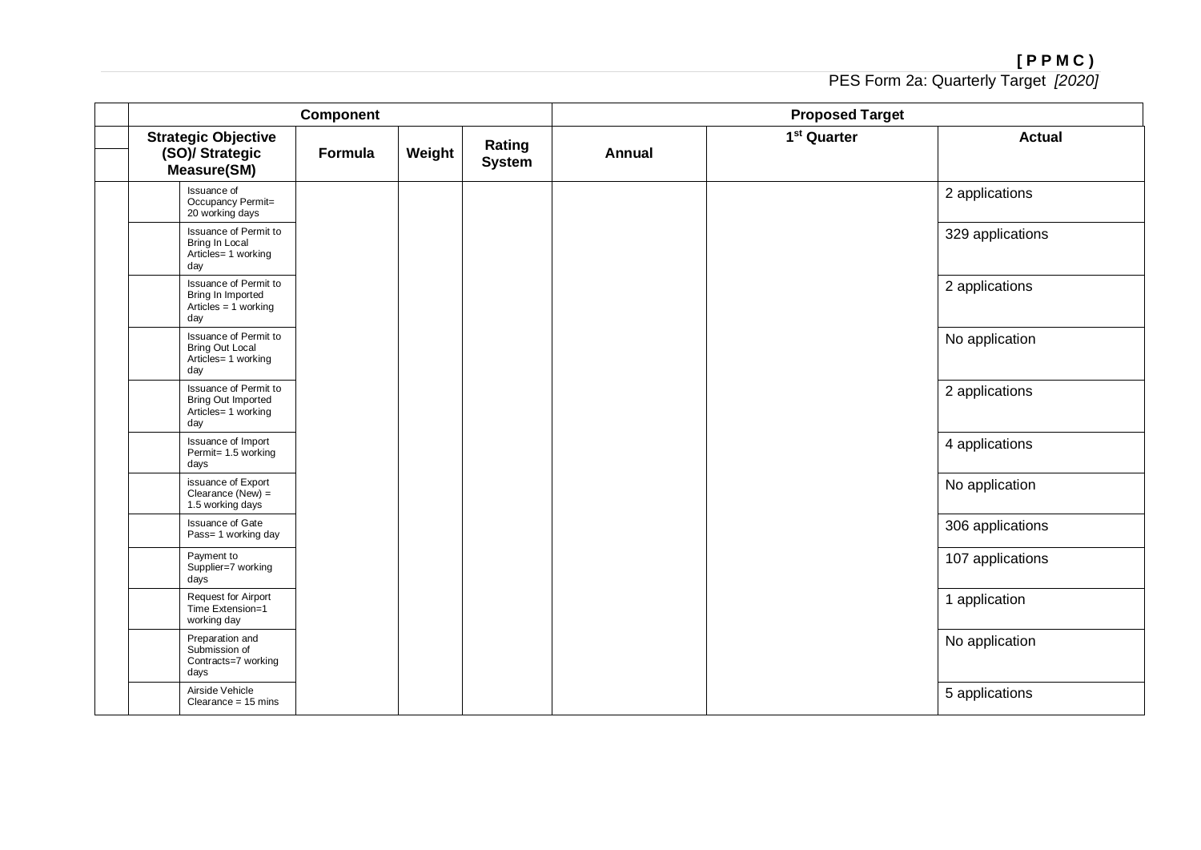**[ P P M C )**

PES Form 2a: Quarterly Target *[2020]*

| | Component | | | | | Proposed Target | | |
|---|---|---|---|---|---|---|---|---|
| | Strategic Objective (SO)/ Strategic Measure(SM) | | Formula | Weight | Rating System | Annual | 1st Quarter | Actual |
| | | Issuance of Occupancy Permit= 20 working days | | | | | | 2 applications |
| | | Issuance of Permit to Bring In Local Articles= 1 working day | | | | | | 329 applications |
| | | Issuance of Permit to Bring In Imported Articles = 1 working day | | | | | | 2 applications |
| | | Issuance of Permit to Bring Out Local Articles= 1 working day | | | | | | No application |
| | | Issuance of Permit to Bring Out Imported Articles= 1 working day | | | | | | 2 applications |
| | | Issuance of Import Permit= 1.5 working days | | | | | | 4 applications |
| | | issuance of Export Clearance (New) = 1.5 working days | | | | | | No application |
| | | Issuance of Gate Pass= 1 working day | | | | | | 306 applications |
| | | Payment to Supplier=7 working days | | | | | | 107 applications |
| | | Request for Airport Time Extension=1 working day | | | | | | 1 application |
| | | Preparation and Submission of Contracts=7 working days | | | | | | No application |
| | | Airside Vehicle Clearance = 15 mins | | | | | | 5 applications |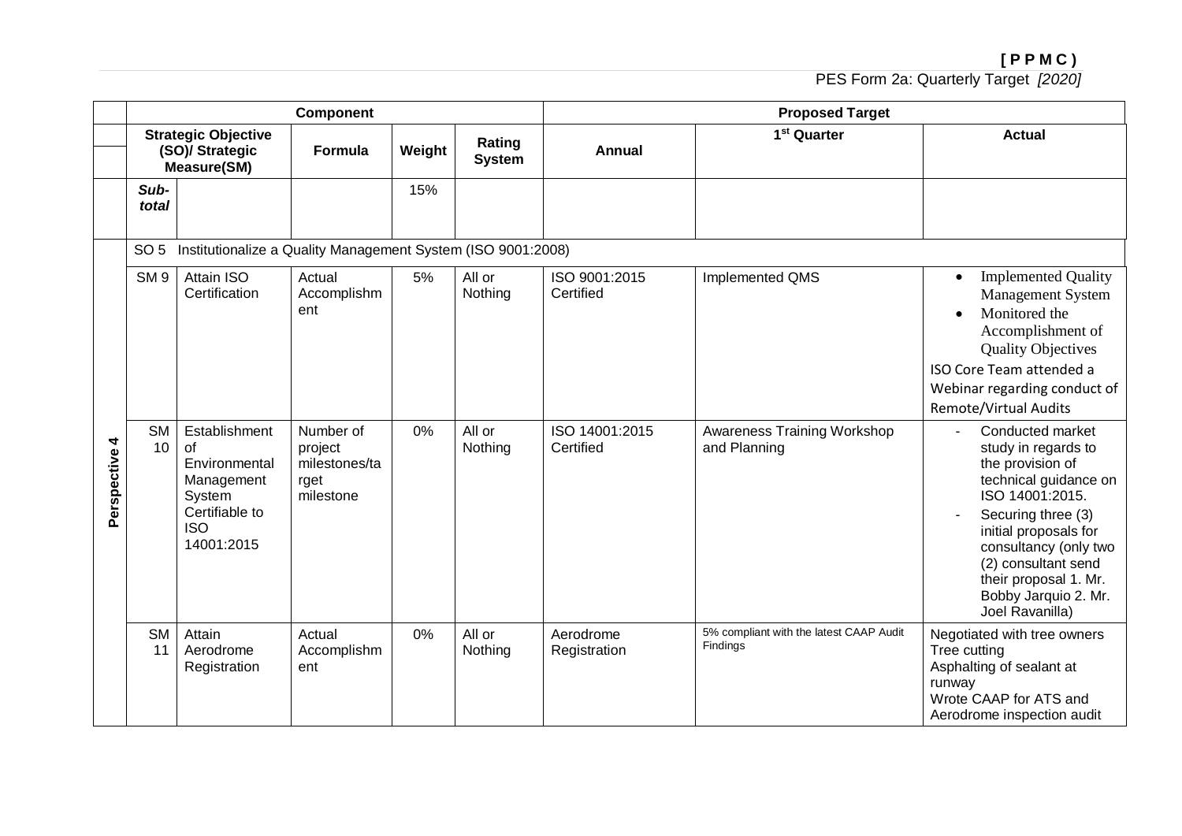**[ P P M C ]**

PES Form 2a: Quarterly Target *[2020]*

| | Component | | | | | Proposed Target | | |
|---|---|---|---|---|---|---|---|---|
| | Strategic Objective (SO)/ Strategic Measure(SM) | | Formula | Weight | Rating System | Annual | 1st Quarter | Actual |
| | ***Sub-total*** | | | 15% | | | | |
| Perspective 4 | SO 5 | Institutionalize a Quality Management System (ISO 9001:2008) | | | | | | |
| | SM 9 | Attain ISO Certification | Actual Accomplishment | 5% | All or Nothing | ISO 9001:2015 Certified | Implemented QMS | • Implemented Quality Management System<br>• Monitored the Accomplishment of Quality Objectives<br>ISO Core Team attended a Webinar regarding conduct of Remote/Virtual Audits |
| | SM 10 | Establishment of Environmental Management System Certifiable to ISO 14001:2015 | Number of project milestones/target milestone | 0% | All or Nothing | ISO 14001:2015 Certified | Awareness Training Workshop and Planning | - Conducted market study in regards to the provision of technical guidance on ISO 14001:2015.<br>- Securing three (3) initial proposals for consultancy (only two (2) consultant send their proposal 1. Mr. Bobby Jarquio 2. Mr. Joel Ravanilla) |
| | SM 11 | Attain Aerodrome Registration | Actual Accomplishment | 0% | All or Nothing | Aerodrome Registration | 5% compliant with the latest CAAP Audit Findings | Negotiated with tree owners<br>Tree cutting<br>Asphalting of sealant at runway<br>Wrote CAAP for ATS and Aerodrome inspection audit |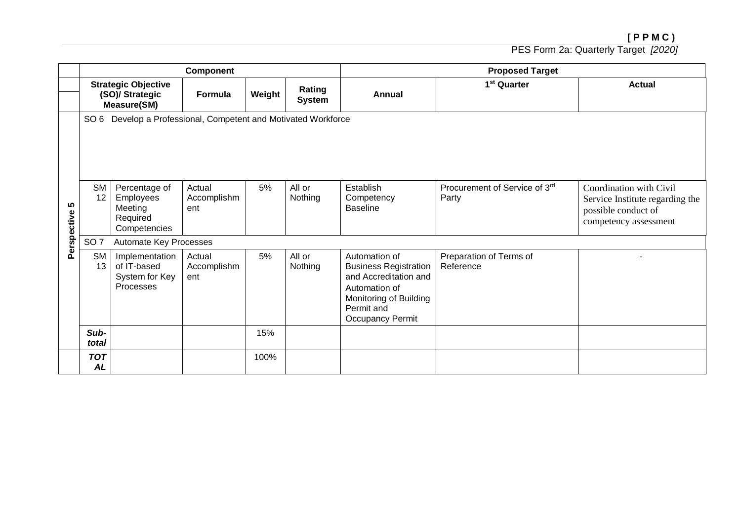**[ P P M C )**

PES Form 2a: Quarterly Target *[2020]*

| | Component | | | | | Proposed Target | | |
|---|---|---|---|---|---|---|---|---|
| | Strategic Objective (SO)/ Strategic Measure(SM) | | Formula | Weight | Rating System | Annual | 1st Quarter | Actual |
| Perspective 5 | SO 6 Develop a Professional, Competent and Motivated Workforce | | | | | | | |
| | SM 12 | Percentage of Employees Meeting Required Competencies | Actual Accomplishment | 5% | All or Nothing | Establish Competency Baseline | Procurement of Service of 3rd Party | Coordination with Civil Service Institute regarding the possible conduct of competency assessment |
| | SO 7 Automate Key Processes | | | | | | | |
| | SM 13 | Implementation of IT-based System for Key Processes | Actual Accomplishment | 5% | All or Nothing | Automation of Business Registration and Accreditation and Automation of Monitoring of Building Permit and Occupancy Permit | Preparation of Terms of Reference | - |
| | ***Sub-total*** | | | 15% | | | | |
| | ***TOTAL*** | | | 100% | | | | |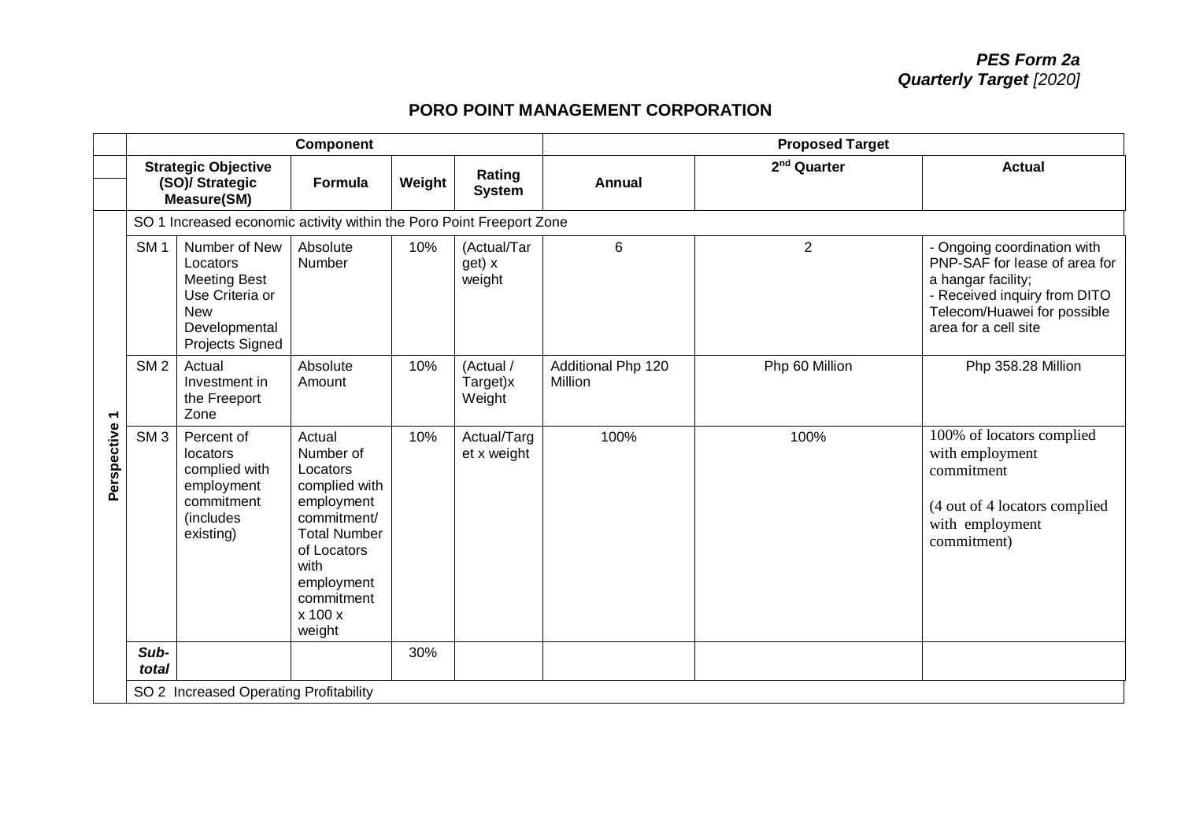***PES Form 2a***
***Quarterly Target** [2020]*

## PORO POINT MANAGEMENT CORPORATION

| | Component | | | | | Proposed Target | | |
|---|---|---|---|---|---|---|---|---|
| | **Strategic Objective (SO)/ Strategic Measure(SM)** | | **Formula** | **Weight** | **Rating System** | **Annual** | **2nd Quarter** | **Actual** |
| **Perspective 1** | SO 1 Increased economic activity within the Poro Point Freeport Zone | | | | | | | |
| | SM 1 | Number of New Locators Meeting Best Use Criteria or New Developmental Projects Signed | Absolute Number | 10% | (Actual/Target) x weight | 6 | 2 | - Ongoing coordination with PNP-SAF for lease of area for a hangar facility;<br>- Received inquiry from DITO Telecom/Huawei for possible area for a cell site |
| | SM 2 | Actual Investment in the Freeport Zone | Absolute Amount | 10% | (Actual / Target)x Weight | Additional Php 120 Million | Php 60 Million | Php 358.28 Million |
| | SM 3 | Percent of locators complied with employment commitment (includes existing) | Actual Number of Locators complied with employment commitment/ Total Number of Locators with employment commitment x 100 x weight | 10% | Actual/Target x weight | 100% | 100% | 100% of locators complied with employment commitment<br><br>(4 out of 4 locators complied with employment commitment) |
| | ***Sub-total*** | | | 30% | | | | |
| | SO 2 Increased Operating Profitability | | | | | | | |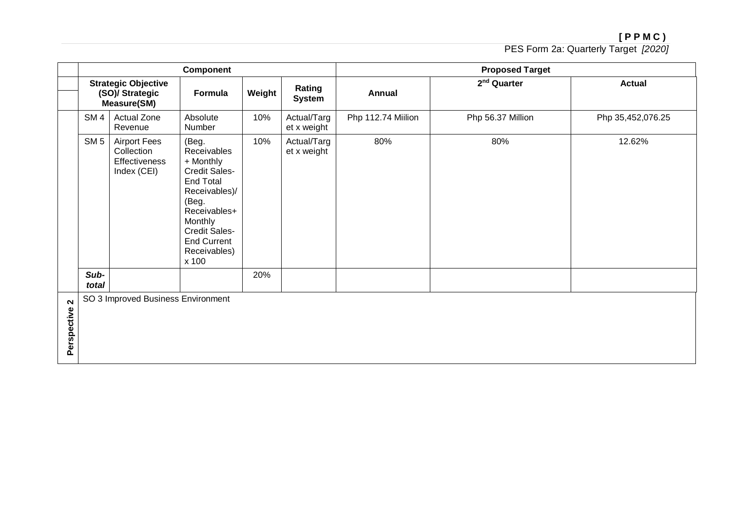**[ P P M C )**

PES Form 2a: Quarterly Target *[2020]*

| | Component | | | | | Proposed Target | | |
|---|---|---|---|---|---|---|---|---|
| | Strategic Objective (SO)/ Strategic Measure(SM) | | Formula | Weight | Rating System | Annual | 2nd Quarter | Actual |
| | SM 4 | Actual Zone Revenue | Absolute Number | 10% | Actual/Target x weight | Php 112.74 Miilion | Php 56.37 Million | Php 35,452,076.25 |
| | SM 5 | Airport Fees Collection Effectiveness Index (CEI) | (Beg. Receivables + Monthly Credit Sales- End Total Receivables)/ (Beg. Receivables+ Monthly Credit Sales- End Current Receivables) x 100 | 10% | Actual/Target x weight | 80% | 80% | 12.62% |
| | ***Sub-total*** | | | 20% | | | | |
| **Perspective 2** | SO 3 Improved Business Environment | | | | | | | |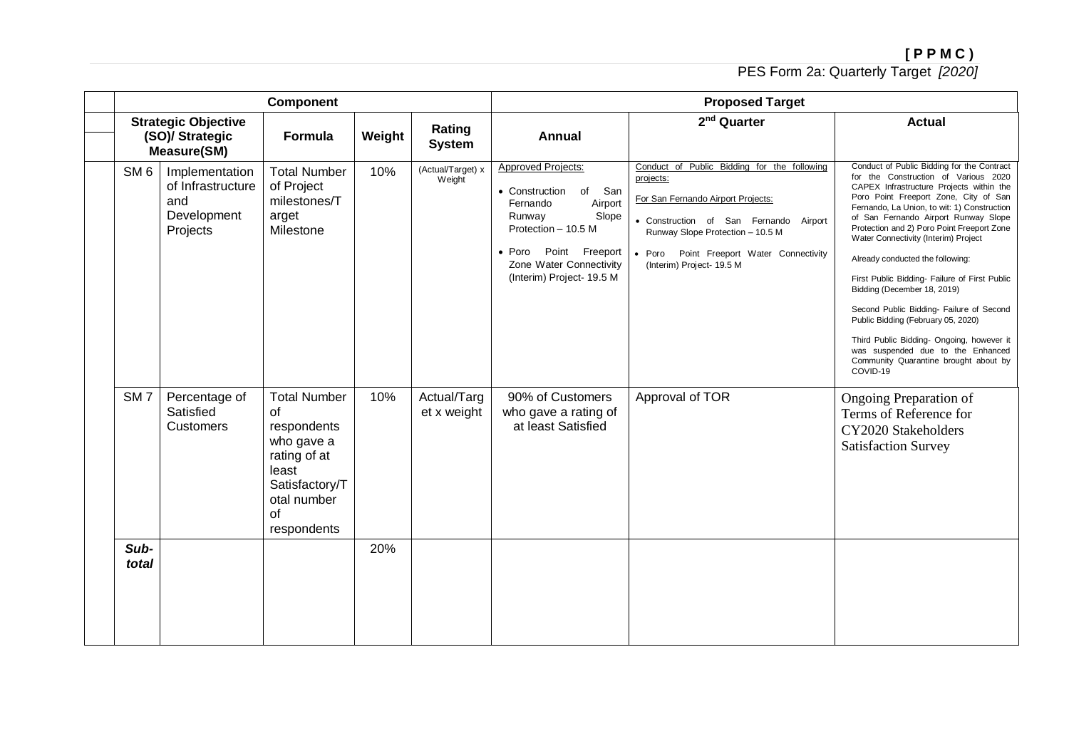**[ P P M C ]**

PES Form 2a: Quarterly Target *[2020]*

| Component | | | | | Proposed Target | | |
|---|---|---|---|---|---|---|---|
| **Strategic Objective (SO)/ Strategic Measure(SM)** | | **Formula** | **Weight** | **Rating System** | **Annual** | **2nd Quarter** | **Actual** |
| SM 6 | Implementation of Infrastructure and Development Projects | Total Number of Project milestones/Target Milestone | 10% | (Actual/Target) x Weight | Approved Projects:<br>• Construction of San Fernando Airport Runway Slope Protection – 10.5 M<br>• Poro Point Freeport Zone Water Connectivity (Interim) Project- 19.5 M | Conduct of Public Bidding for the following projects:<br>For San Fernando Airport Projects:<br>• Construction of San Fernando Airport Runway Slope Protection – 10.5 M<br>• Poro Point Freeport Water Connectivity (Interim) Project- 19.5 M | Conduct of Public Bidding for the Contract for the Construction of Various 2020 CAPEX Infrastructure Projects within the Poro Point Freeport Zone, City of San Fernando, La Union, to wit: 1) Construction of San Fernando Airport Runway Slope Protection and 2) Poro Point Freeport Zone Water Connectivity (Interim) Project<br>Already conducted the following:<br>First Public Bidding- Failure of First Public Bidding (December 18, 2019)<br>Second Public Bidding- Failure of Second Public Bidding (February 05, 2020)<br>Third Public Bidding- Ongoing, however it was suspended due to the Enhanced Community Quarantine brought about by COVID-19 |
| SM 7 | Percentage of Satisfied Customers | Total Number of respondents who gave a rating of at least Satisfactory/Total number of respondents | 10% | Actual/Target x weight | 90% of Customers who gave a rating of at least Satisfied | Approval of TOR | Ongoing Preparation of Terms of Reference for CY2020 Stakeholders Satisfaction Survey |
| ***Sub-total*** | | | 20% | | | | |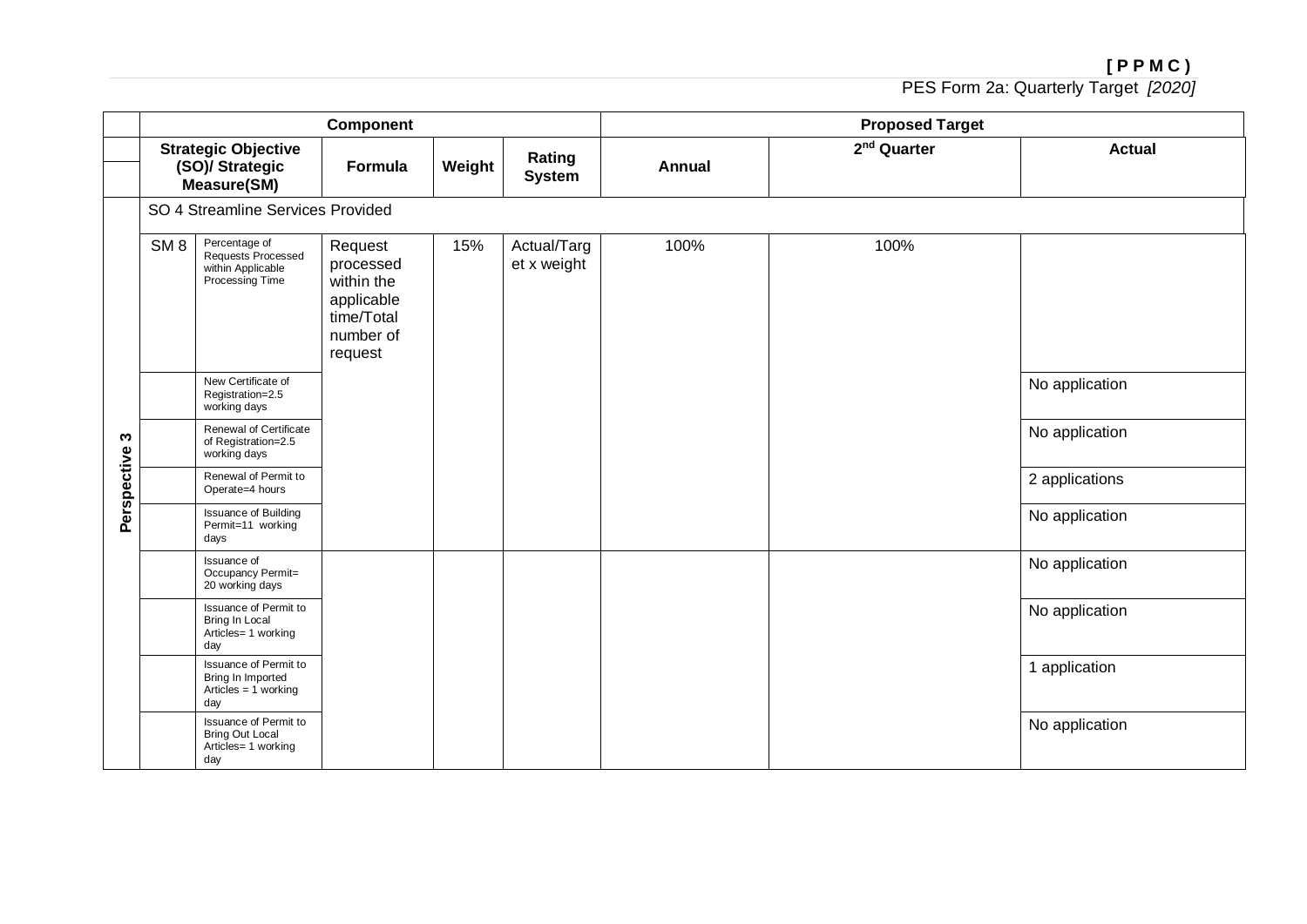**[ P P M C )**

PES Form 2a: Quarterly Target *[2020]*

| | Component | | | | | Proposed Target | | |
|---|---|---|---|---|---|---|---|---|
| | Strategic Objective (SO)/ Strategic Measure(SM) | | Formula | Weight | Rating System | Annual | 2nd Quarter | Actual |
| Perspective 3 | SO 4 Streamline Services Provided | | | | | | | |
| | SM 8 | Percentage of Requests Processed within Applicable Processing Time | Request processed within the applicable time/Total number of request | 15% | Actual/Target x weight | 100% | 100% | |
| | | New Certificate of Registration=2.5 working days | | | | | | No application |
| | | Renewal of Certificate of Registration=2.5 working days | | | | | | No application |
| | | Renewal of Permit to Operate=4 hours | | | | | | 2 applications |
| | | Issuance of Building Permit=11 working days | | | | | | No application |
| | | Issuance of Occupancy Permit= 20 working days | | | | | | No application |
| | | Issuance of Permit to Bring In Local Articles= 1 working day | | | | | | No application |
| | | Issuance of Permit to Bring In Imported Articles = 1 working day | | | | | | 1 application |
| | | Issuance of Permit to Bring Out Local Articles= 1 working day | | | | | | No application |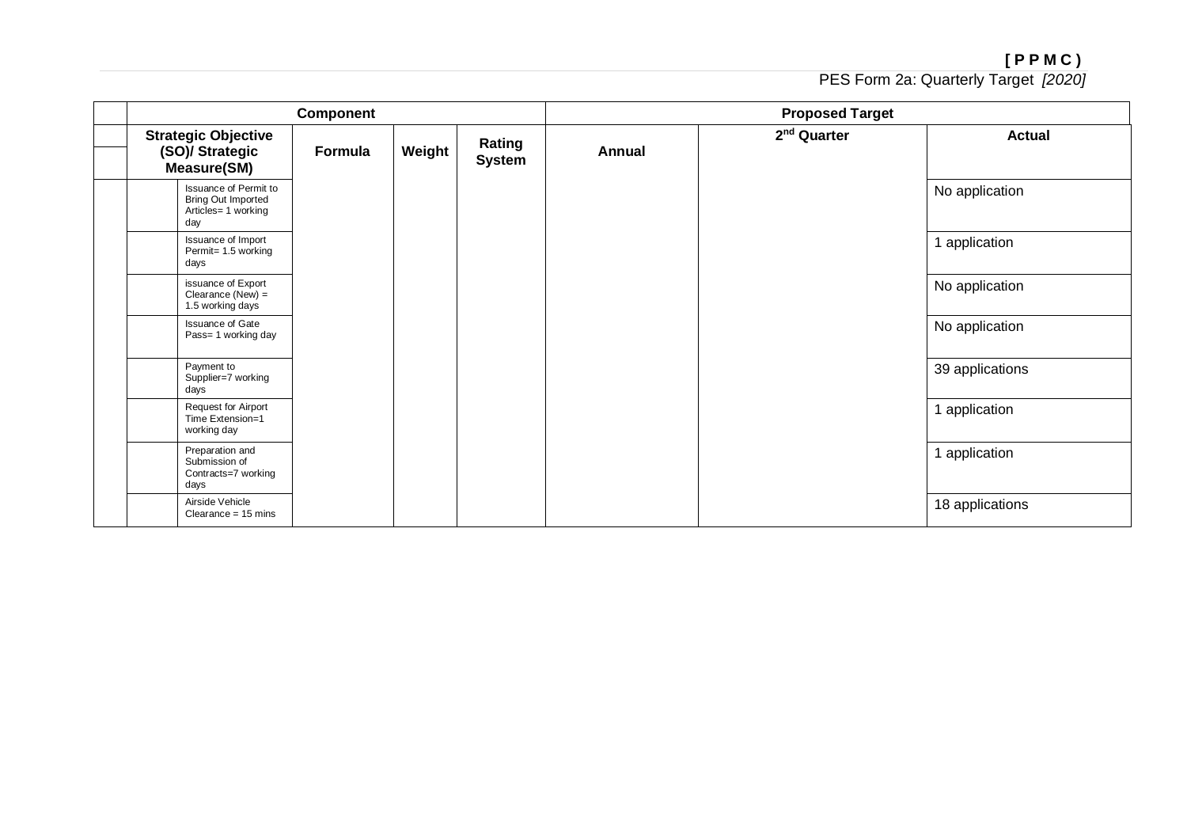**[ P P M C )**

PES Form 2a: Quarterly Target *[2020]*

| | Component | | | | | Proposed Target | | |
|---|---|---|---|---|---|---|---|---|
| | Strategic Objective (SO)/ Strategic Measure(SM) | | Formula | Weight | Rating System | Annual | 2nd Quarter | Actual |
| | | Issuance of Permit to Bring Out Imported Articles= 1 working day | | | | | | No application |
| | | Issuance of Import Permit= 1.5 working days | | | | | | 1 application |
| | | issuance of Export Clearance (New) = 1.5 working days | | | | | | No application |
| | | Issuance of Gate Pass= 1 working day | | | | | | No application |
| | | Payment to Supplier=7 working days | | | | | | 39 applications |
| | | Request for Airport Time Extension=1 working day | | | | | | 1 application |
| | | Preparation and Submission of Contracts=7 working days | | | | | | 1 application |
| | | Airside Vehicle Clearance = 15 mins | | | | | | 18 applications |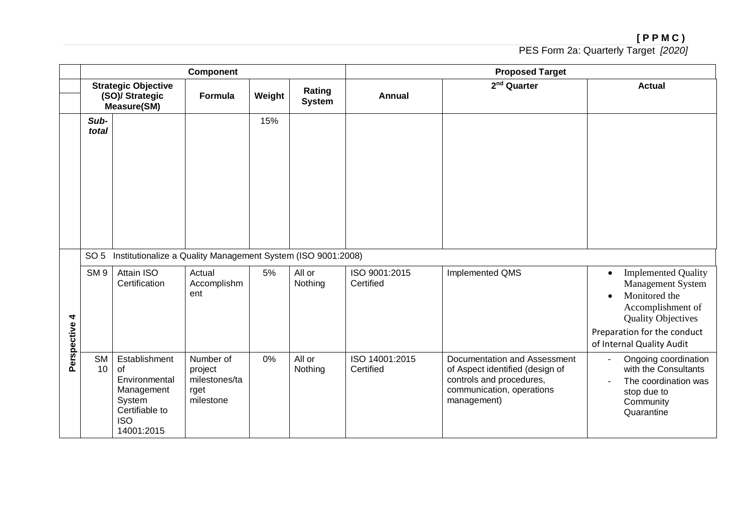PES Form 2a: Quarterly Target *[2020]*

| | Component | | | | | Proposed Target | | |
|---|---|---|---|---|---|---|---|---|
| | Strategic Objective (SO)/ Strategic Measure(SM) | | Formula | Weight | Rating System | Annual | 2nd Quarter | Actual |
| | ***Sub-total*** | | | 15% | | | | |
| **Perspective 4** | SO 5 | Institutionalize a Quality Management System (ISO 9001:2008) | | | | | | |
| | SM 9 | Attain ISO Certification | Actual Accomplishment | 5% | All or Nothing | ISO 9001:2015 Certified | Implemented QMS | • Implemented Quality Management System<br>• Monitored the Accomplishment of Quality Objectives<br>Preparation for the conduct of Internal Quality Audit |
| | SM 10 | Establishment of Environmental Management System Certifiable to ISO 14001:2015 | Number of project milestones/target milestone | 0% | All or Nothing | ISO 14001:2015 Certified | Documentation and Assessment of Aspect identified (design of controls and procedures, communication, operations management) | - Ongoing coordination with the Consultants<br>- The coordination was stop due to Community Quarantine |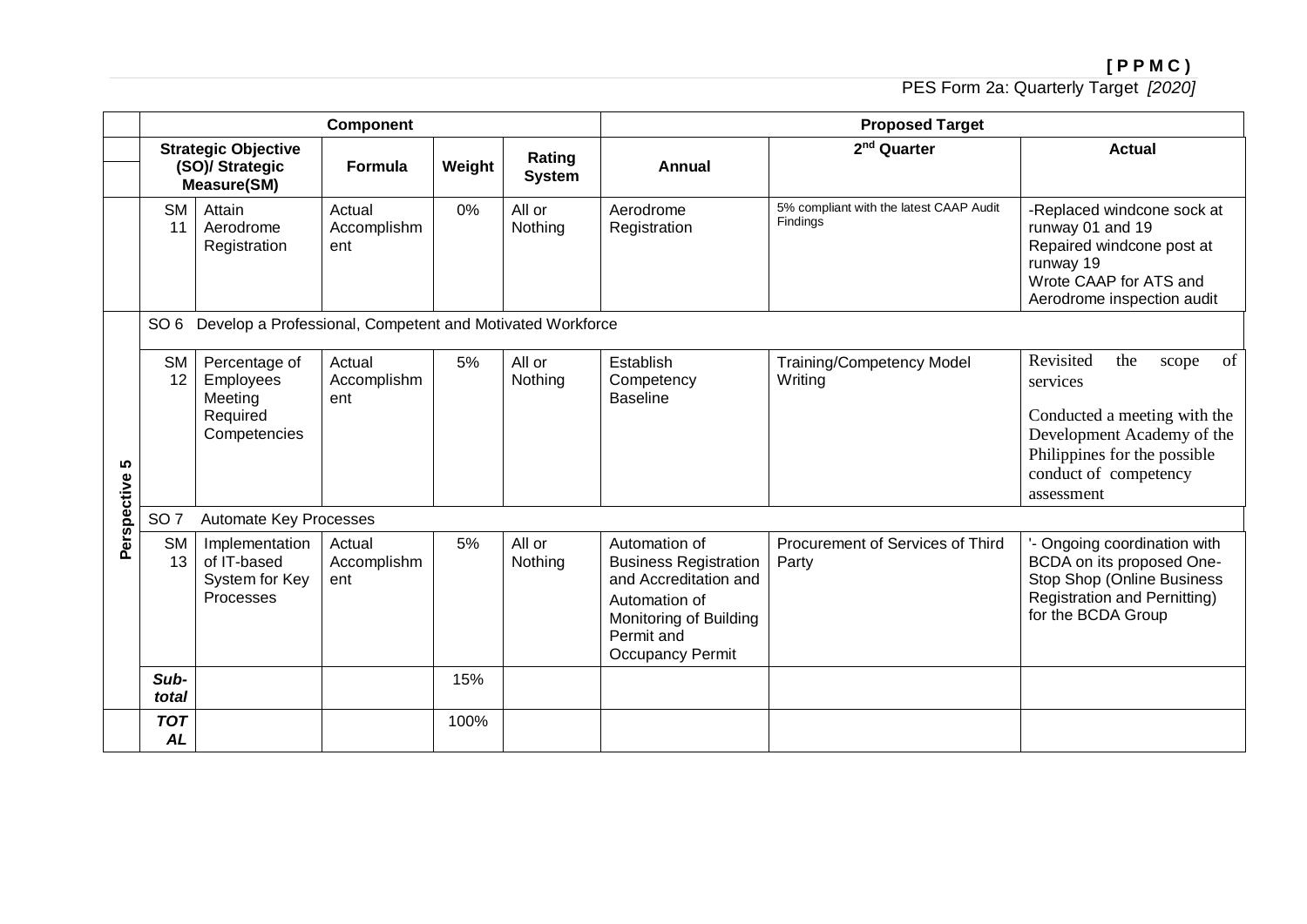**[ P P M C )**

PES Form 2a: Quarterly Target *[2020]*

| | Component | | | | | Proposed Target | | |
|---|---|---|---|---|---|---|---|---|
| | Strategic Objective (SO)/ Strategic Measure(SM) | | Formula | Weight | Rating System | Annual | 2nd Quarter | Actual |
| | SM 11 | Attain Aerodrome Registration | Actual Accomplishment | 0% | All or Nothing | Aerodrome Registration | 5% compliant with the latest CAAP Audit Findings | -Replaced windcone sock at runway 01 and 19<br>Repaired windcone post at runway 19<br>Wrote CAAP for ATS and Aerodrome inspection audit |
| **Perspective 5** | SO 6 | Develop a Professional, Competent and Motivated Workforce | | | | | | |
| | SM 12 | Percentage of Employees Meeting Required Competencies | Actual Accomplishment | 5% | All or Nothing | Establish Competency Baseline | Training/Competency Model Writing | Revisited the scope of services<br><br>Conducted a meeting with the Development Academy of the Philippines for the possible conduct of competency assessment |
| | SO 7 | Automate Key Processes | | | | | | |
| | SM 13 | Implementation of IT-based System for Key Processes | Actual Accomplishment | 5% | All or Nothing | Automation of Business Registration and Accreditation and Automation of Monitoring of Building Permit and Occupancy Permit | Procurement of Services of Third Party | '- Ongoing coordination with BCDA on its proposed One-Stop Shop (Online Business Registration and Pernitting) for the BCDA Group |
| | ***Sub-total*** | | | 15% | | | | |
| | ***TOTAL*** | | | 100% | | | | |